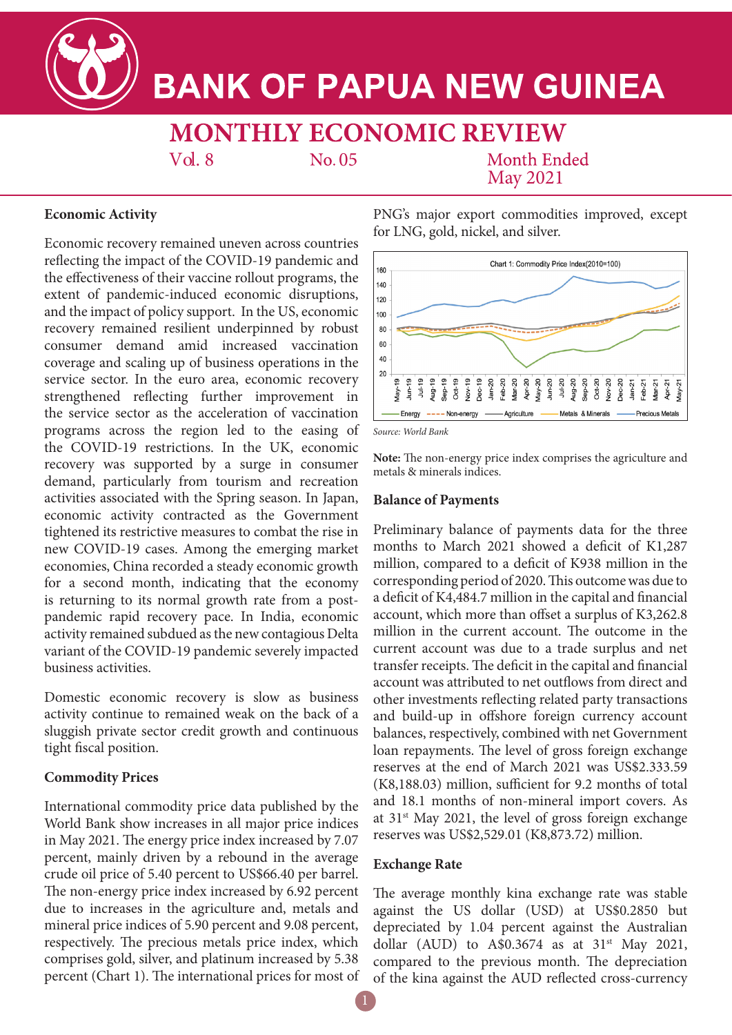# BANK OF PAPUA NEW GUINEA

## MONTHLY ECONOMIC REVIEW

Vol. 8 No. 05 Month Ended May 2021

### Economic Activity

Economic recovery remained uneven across countries reflecting the impact of the COVID-19 pandemic and the effectiveness of their vaccine rollout programs, the extent of pandemic-induced economic disruptions, and the impact of policy support. In the US, economic recovery remained resilient underpinned by robust consumer demand amid increased vaccination coverage and scaling up of business operations in the service sector. In the euro area, economic recovery strengthened reflecting further improvement in the service sector as the acceleration of vaccination programs across the region led to the easing of the COVID-19 restrictions. In the UK, economic recovery was supported by a surge in consumer demand, particularly from tourism and recreation activities associated with the Spring season. In Japan, economic activity contracted as the Government tightened its restrictive measures to combat the rise in new COVID-19 cases. Among the emerging market economies, China recorded a steady economic growth for a second month, indicating that the economy is returning to its normal growth rate from a post-pandemic rapid recovery pace. In India, economic activity remained subdued as the new contagious Delta variant of the COVID-19 pandemic severely impacted business activities.

Domestic economic recovery is slow as business activity continue to remained weak on the back of a sluggish private sector credit growth and continuous tight fiscal position.

### Commodity Prices

International commodity price data published by the World Bank show increases in all major price indices in May 2021. The energy price index increased by 7.07 percent, mainly driven by a rebound in the average crude oil price of 5.40 percent to US$66.40 per barrel. The non-energy price index increased by 6.92 percent due to increases in the agriculture and, metals and mineral price indices of 5.90 percent and 9.08 percent, respectively. The precious metals price index, which comprises gold, silver, and platinum increased by 5.38 percent (Chart 1). The international prices for most of PNG's major export commodities improved, except for LNG, gold, nickel, and silver.

Chart 1: Commodity Price Index(2010=100)

*Source: World Bank*

**Note:** The non-energy price index comprises the agriculture and metals & minerals indices.

### Balance of Payments

Preliminary balance of payments data for the three months to March 2021 showed a deficit of K1,287 million, compared to a deficit of K938 million in the corresponding period of 2020. This outcome was due to a deficit of K4,484.7 million in the capital and financial account, which more than offset a surplus of K3,262.8 million in the current account. The outcome in the current account was due to a trade surplus and net transfer receipts. The deficit in the capital and financial account was attributed to net outflows from direct and other investments reflecting related party transactions and build-up in offshore foreign currency account balances, respectively, combined with net Government loan repayments. The level of gross foreign exchange reserves at the end of March 2021 was US$2.333.59 (K8,188.03) million, sufficient for 9.2 months of total and 18.1 months of non-mineral import covers. As at 31st May 2021, the level of gross foreign exchange reserves was US$2,529.01 (K8,873.72) million.

### Exchange Rate

The average monthly kina exchange rate was stable against the US dollar (USD) at US$0.2850 but depreciated by 1.04 percent against the Australian dollar (AUD) to A$0.3674 as at 31st May 2021, compared to the previous month. The depreciation of the kina against the AUD reflected cross-currency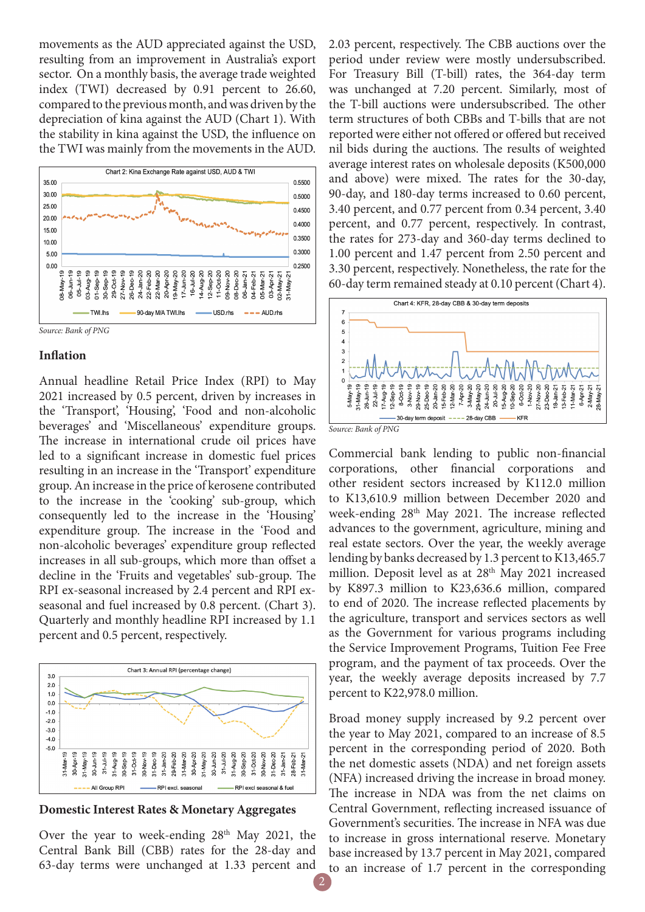movements as the AUD appreciated against the USD, resulting from an improvement in Australia's export sector. On a monthly basis, the average trade weighted index (TWI) decreased by 0.91 percent to 26.60, compared to the previous month, and was driven by the depreciation of kina against the AUD (Chart 1). With the stability in kina against the USD, the influence on the TWI was mainly from the movements in the AUD.

Chart 2: Kina Exchange Rate against USD, AUD & TWI

*Source: Bank of PNG*

### Inflation

Annual headline Retail Price Index (RPI) to May 2021 increased by 0.5 percent, driven by increases in the 'Transport', 'Housing', 'Food and non-alcoholic beverages' and 'Miscellaneous' expenditure groups. The increase in international crude oil prices have led to a significant increase in domestic fuel prices resulting in an increase in the 'Transport' expenditure group. An increase in the price of kerosene contributed to the increase in the 'cooking' sub-group, which consequently led to the increase in the 'Housing' expenditure group. The increase in the 'Food and non-alcoholic beverages' expenditure group reflected increases in all sub-groups, which more than offset a decline in the 'Fruits and vegetables' sub-group. The RPI ex-seasonal increased by 2.4 percent and RPI ex-seasonal and fuel increased by 0.8 percent. (Chart 3). Quarterly and monthly headline RPI increased by 1.1 percent and 0.5 percent, respectively.

Chart 3: Annual RPI (percentage change)

### Domestic Interest Rates & Monetary Aggregates

Over the year to week-ending 28th May 2021, the Central Bank Bill (CBB) rates for the 28-day and 63-day terms were unchanged at 1.33 percent and 2.03 percent, respectively. The CBB auctions over the period under review were mostly undersubscribed. For Treasury Bill (T-bill) rates, the 364-day term was unchanged at 7.20 percent. Similarly, most of the T-bill auctions were undersubscribed. The other term structures of both CBBs and T-bills that are not reported were either not offered or offered but received nil bids during the auctions. The results of weighted average interest rates on wholesale deposits (K500,000 and above) were mixed. The rates for the 30-day, 90-day, and 180-day terms increased to 0.60 percent, 3.40 percent, and 0.77 percent from 0.34 percent, 3.40 percent, and 0.77 percent, respectively. In contrast, the rates for 273-day and 360-day terms declined to 1.00 percent and 1.47 percent from 2.50 percent and 3.30 percent, respectively. Nonetheless, the rate for the 60-day term remained steady at 0.10 percent (Chart 4).

Chart 4: KFR, 28-day CBB & 30-day term deposits

*Source: Bank of PNG*

Commercial bank lending to public non-financial corporations, other financial corporations and other resident sectors increased by K112.0 million to K13,610.9 million between December 2020 and week-ending 28th May 2021. The increase reflected advances to the government, agriculture, mining and real estate sectors. Over the year, the weekly average lending by banks decreased by 1.3 percent to K13,465.7 million. Deposit level as at 28th May 2021 increased by K897.3 million to K23,636.6 million, compared to end of 2020. The increase reflected placements by the agriculture, transport and services sectors as well as the Government for various programs including the Service Improvement Programs, Tuition Fee Free program, and the payment of tax proceeds. Over the year, the weekly average deposits increased by 7.7 percent to K22,978.0 million.

Broad money supply increased by 9.2 percent over the year to May 2021, compared to an increase of 8.5 percent in the corresponding period of 2020. Both the net domestic assets (NDA) and net foreign assets (NFA) increased driving the increase in broad money. The increase in NDA was from the net claims on Central Government, reflecting increased issuance of Government's securities. The increase in NFA was due to increase in gross international reserve. Monetary base increased by 13.7 percent in May 2021, compared to an increase of 1.7 percent in the corresponding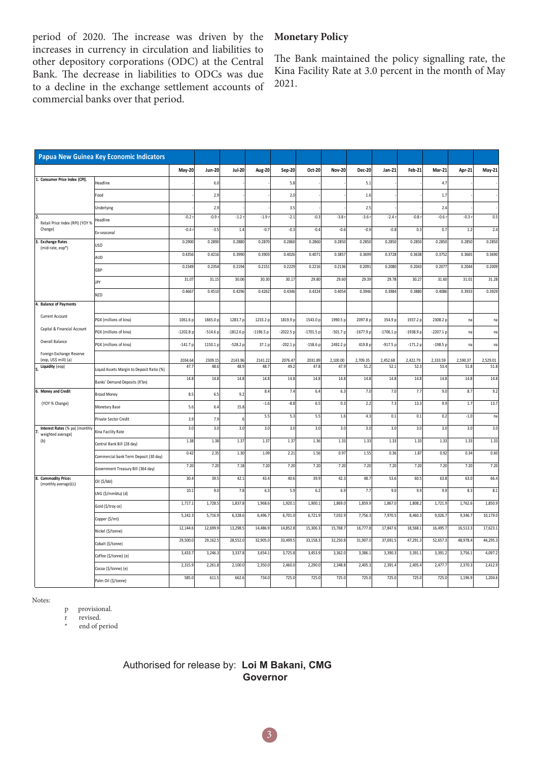period of 2020. The increase was driven by the increases in currency in circulation and liabilities to other depository corporations (ODC) at the Central Bank. The decrease in liabilities to ODCs was due to a decline in the exchange settlement accounts of commercial banks over that period.

**Monetary Policy**

The Bank maintained the policy signalling rate, the Kina Facility Rate at 3.0 percent in the month of May 2021.

| Papua New Guinea Key Economic Indicators | | May-20 | Jun-20 | Jul-20 | Aug-20 | Sep-20 | Oct-20 | Nov-20 | Dec-20 | Jan-21 | Feb-21 | Mar-21 | Apr-21 | May-21 |
|---|---|---|---|---|---|---|---|---|---|---|---|---|---|---|
| 1. Consumer Price Index (CPI). | Headline | - | 6.0 | - | - | 5.8 | - | - | 5.1 | - | - | 4.7 | - | - |
| | Food | - | 2.9 | - | - | 2.0 | - | - | 1.6 | - | - | 1.7 | - | - |
| | Underlying | - | 2.9 | - | - | 3.5 | - | - | 2.5 | - | - | 2.4 | - | - |
| 2. Retail Price Index (RPI) (YOY % Change) | Headline | -0.2 r | -0.9 r | -1.2 r | -1.9 r | -2.1 | -0.3 | -3.8 r | -3.6 r | -2.4 r | -0.8 r | -0.6 r | -0.3 r | 0.5 |
| | Ex-seasonal | -0.4 r | -3.5 | 1.4 | -0.7 | -0.3 | -0.4 | -0.6 | -0.9 | -0.8 | 0.3 | 0.7 | 1.2 | 2.4 |
| 3. Exchange Rates (mid-rate, eop*) | USD | 0.2900 | 0.2890 | 0.2880 | 0.2870 | 0.2860 | 0.2860 | 0.2850 | 0.2850 | 0.2850 | 0.2850 | 0.2850 | 0.2850 | 0.2850 |
| | AUD | 0.4356 | 0.4216 | 0.3990 | 0.3903 | 0.4026 | 0.4071 | 0.3857 | 0.3699 | 0.3728 | 0.3638 | 0.3752 | 0.3665 | 0.3690 |
| | GBP | 0.2349 | 0.2354 | 0.2194 | 0.2151 | 0.2229 | 0.2216 | 0.2136 | 0.2091 | 0.2080 | 0.2043 | 0.2077 | 0.2044 | 0.2009 |
| | JPY | 31.07 | 31.15 | 30.06 | 30.30 | 30.17 | 29.80 | 29.60 | 29.39 | 29.78 | 30.27 | 31.60 | 31.01 | 31.28 |
| | NZD | 0.4667 | 0.4510 | 0.4296 | 0.4262 | 0.4346 | 0.4324 | 0.4054 | 0.3946 | 0.3984 | 0.3880 | 0.4086 | 0.3933 | 0.3929 |
| 4. Balance of Payments | | | | | | | | | | | | | | |
| Current Account | PGK (millions of kina) | 1061.6 p | 1665.0 p | 1283.7 p | 1233.2 p | 1819.9 p | 1543.0 p | 1990.5 p | 2097.8 p | 354.9 p | 1937.2 p | 2308.2 p | na | na |
| Capital & Financial Account | PGK (millions of kina) | -1202.8 p | -514.6 p | -1812.6 p | -1196.5 p | -2022.5 p | -1701.5 p | -501.7 p | -1677.9 p | -1706.1 p | -1938.9 p | -2207.1 p | na | na |
| Overall Balance | PGK (millions of kina) | -141.7 p | 1150.1 p | -528.2 p | 37.1 p | -202.1 p | -158.6 p | 2492.2 p | 419.8 p | -917.5 p | -171.2 p | -198.5 p | na | na |
| Foreign Exchange Reserve (eop, US$ mill) (a) | | 2034.64 | 2309.15 | 2143.96 | 2141.22 | 2076.47 | 2031.89 | 2,100.00 | 2,709.35 | 2,452.68 | 2,422.79 | 2,333.59 | 2,590.37 | 2,529.01 |
| 5. Liquidity (eop) | Liquid Assets Margin to Deposit Ratio (%) | 47.7 | 48.6 | 48.9 | 48.7 | 49.2 | 47.8 | 47.9 | 51.2 | 52.1 | 52.3 | 53.4 | 51.8 | 51.8 |
| | Banks' Demand Deposits (K'bn) | 14.8 | 14.8 | 14.8 | 14.8 | 14.8 | 14.8 | 14.8 | 14.8 | 14.8 | 14.8 | 14.8 | 14.8 | 14.8 |
| 6. Money and Credit (YOY % Change) | Broad Money | 8.5 | 6.5 | 9.2 | 8.4 | 7.4 | 6.4 | 6.3 | 7.0 | 7.0 | 7.7 | 9.0 | 8.7 | 9.2 |
| | Monetary Base | 5.6 | 6.4 | 15.8 | -1.6 | -8.8 | 6.5 | 0.3 | 2.2 | 7.3 | 13.3 | 9.9 | 1.7 | 13.7 |
| | Private Sector Credit | 3.9 | 7.9 | 6 | 5.5 | 5.3 | 5.5 | 1.6 | 4.3 | 0.1 | 0.1 | 0.2 | -1.0 | na |
| 7. Interest Rates (% pa) (monthly weighted average) (b) | Kina Facility Rate | 3.0 | 3.0 | 3.0 | 3.0 | 3.0 | 3.0 | 3.0 | 3.0 | 3.0 | 3.0 | 3.0 | 3.0 | 3.0 |
| | Central Bank Bill (28 day) | 1.38 | 1.38 | 1.37 | 1.37 | 1.37 | 1.36 | 1.33 | 1.33 | 1.33 | 1.33 | 1.33 | 1.33 | 1.33 |
| | Commercial bank Term Deposit (30 day) | 0.42 | 2.35 | 1.30 | 1.09 | 2.21 | 1.56 | 0.97 | 1.55 | 0.36 | 1.87 | 0.92 | 0.34 | 0.60 |
| | Government Treasury Bill (364 day) | 7.20 | 7.20 | 7.18 | 7.20 | 7.20 | 7.20 | 7.20 | 7.20 | 7.20 | 7.20 | 7.20 | 7.20 | 7.20 |
| 8. Commodity Prices (monthly average)(c) | Oil ($/bbl) | 30.4 | 39.5 | 42.1 | 43.4 | 40.6 | 39.9 | 42.3 | 48.7 | 53.6 | 60.5 | 63.8 | 63.0 | 66.4 |
| | LNG ($/mmbtu) (d) | 10.1 | 9.0 | 7.8 | 6.3 | 5.9 | 6.2 | 6.9 | 7.7 | 9.0 | 9.9 | 9.9 | 8.3 | 8.1 |
| | Gold ($/troy oz) | 1,717.1 | 1,728.5 | 1,837.8 | 1,968.6 | 1,920.1 | 1,900.1 | 1,869.0 | 1,859.9 | 1,867.0 | 1,808.2 | 1,721.9 | 1,762.6 | 1,850.9 |
| | Copper ($/mt) | 5,242.3 | 5,716.9 | 6,328.6 | 6,496.7 | 6,701.0 | 6,721.9 | 7,032.9 | 7,756.3 | 7,970.5 | 8,460.3 | 9,026.7 | 9,346.7 | 10,179.0 |
| | Nickel ($/tonne) | 12,144.6 | 12,699.9 | 13,298.5 | 14,486.9 | 14,852.8 | 15,306.3 | 15,768.7 | 16,777.8 | 17,847.6 | 18,568.1 | 16,495.7 | 16,513.3 | 17,623.1 |
| | Cobalt ($/tonne) | 29,500.0 | 29,162.5 | 28,552.0 | 32,905.0 | 33,499.5 | 33,158.3 | 32,250.8 | 31,907.0 | 37,691.5 | 47,291.3 | 52,657.3 | 48,978.4 | 44,295.3 |
| | Coffee ($/tonne) (e) | 3,433.7 | 3,246.3 | 3,337.8 | 3,654.1 | 3,725.8 | 3,453.9 | 3,362.0 | 3,386.1 | 3,390.3 | 3,391.1 | 3,391.2 | 3,756.1 | 4,097.2 |
| | Cocoa ($/tonne) (e) | 2,315.9 | 2,261.8 | 2,100.0 | 2,350.0 | 2,460.0 | 2,290.0 | 2,348.8 | 2,405.3 | 2,391.4 | 2,405.4 | 2,477.7 | 2,370.3 | 2,412.9 |
| | Palm Oil ($/tonne) | 585.0 | 611.5 | 662.6 | 734.0 | 725.0 | 725.0 | 725.0 | 725.0 | 725.0 | 725.0 | 725.0 | 1,196.9 | 1,204.6 |

Notes:

p provisional.
r revised.
* end of period

Authorised for release by: **Loi M Bakani, CMG**
**Governor**